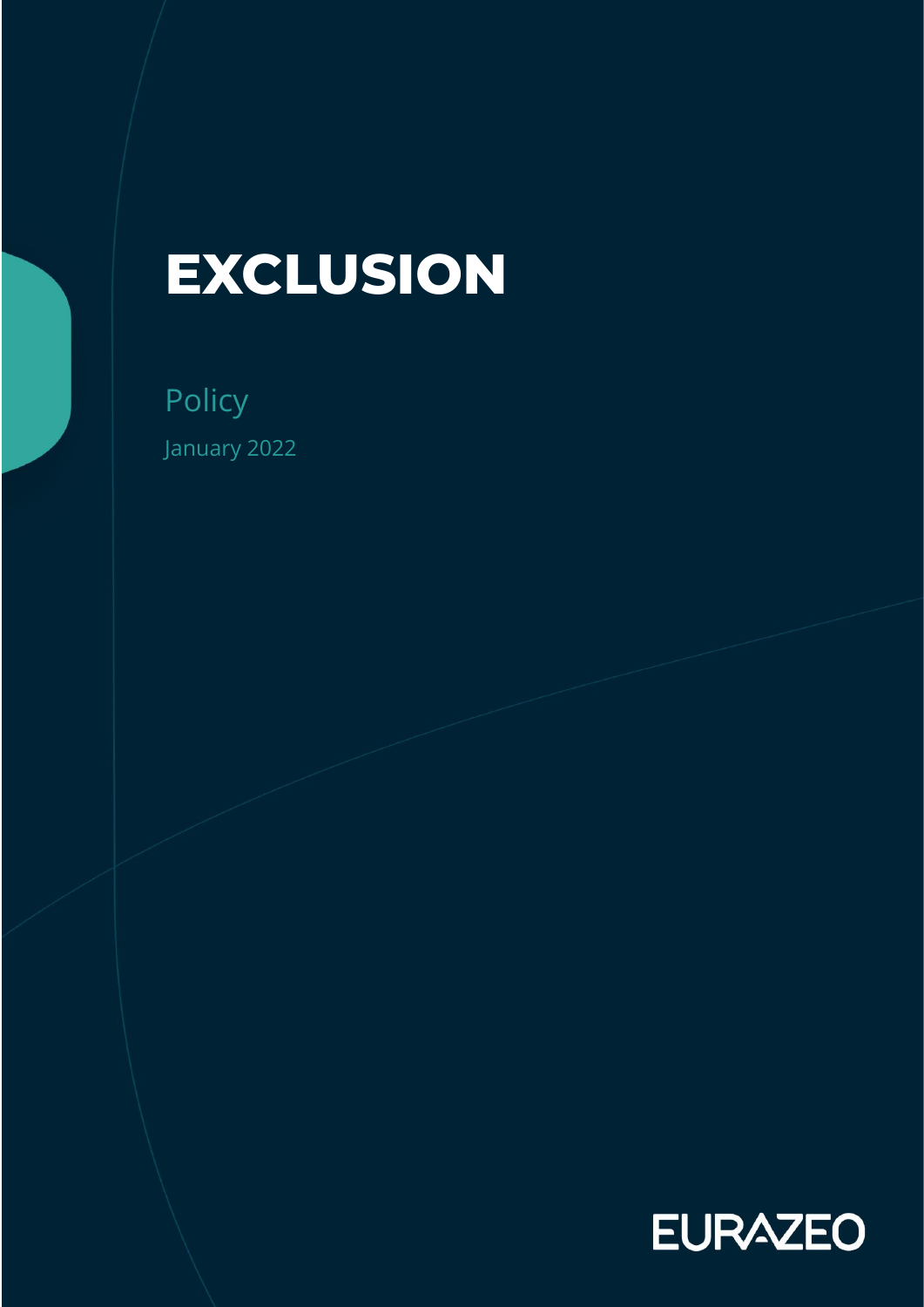# EXCLUSION

Policy

January 2022

EURAZEO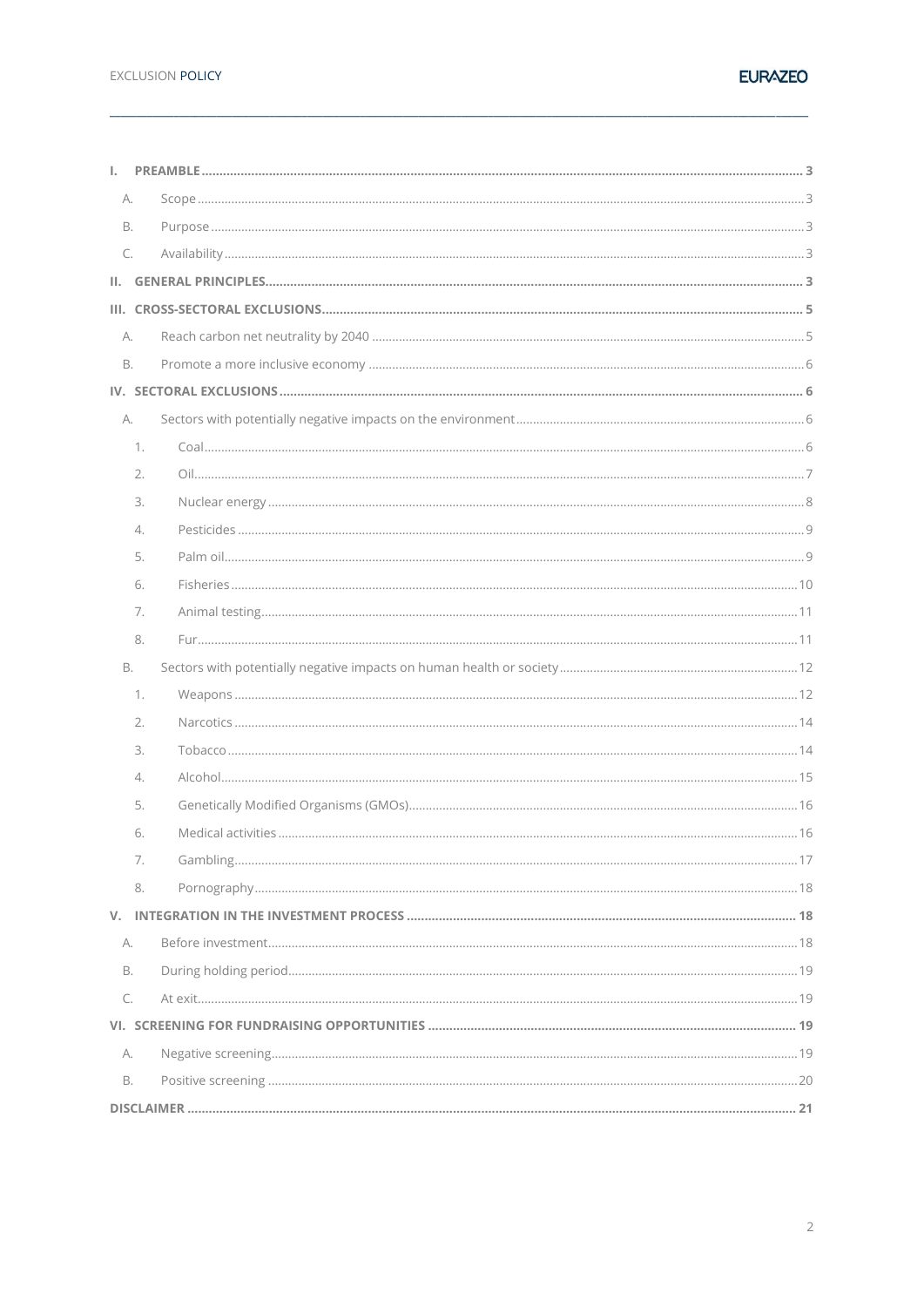- I. PREAMBLE ..... 3
  - A. Scope ..... 3
  - B. Purpose ..... 3
  - C. Availability ..... 3
- II. GENERAL PRINCIPLES ..... 3
- III. CROSS-SECTORAL EXCLUSIONS ..... 5
  - A. Reach carbon net neutrality by 2040 ..... 5
  - B. Promote a more inclusive economy ..... 6
- IV. SECTORAL EXCLUSIONS ..... 6
  - A. Sectors with potentially negative impacts on the environment ..... 6
    1. Coal ..... 6
    2. Oil ..... 7
    3. Nuclear energy ..... 8
    4. Pesticides ..... 9
    5. Palm oil ..... 9
    6. Fisheries ..... 10
    7. Animal testing ..... 11
    8. Fur ..... 11
  - B. Sectors with potentially negative impacts on human health or society ..... 12
    1. Weapons ..... 12
    2. Narcotics ..... 14
    3. Tobacco ..... 14
    4. Alcohol ..... 15
    5. Genetically Modified Organisms (GMOs) ..... 16
    6. Medical activities ..... 16
    7. Gambling ..... 17
    8. Pornography ..... 18
- V. INTEGRATION IN THE INVESTMENT PROCESS ..... 18
  - A. Before investment ..... 18
  - B. During holding period ..... 19
  - C. At exit ..... 19
- VI. SCREENING FOR FUNDRAISING OPPORTUNITIES ..... 19
  - A. Negative screening ..... 19
  - B. Positive screening ..... 20
- DISCLAIMER ..... 21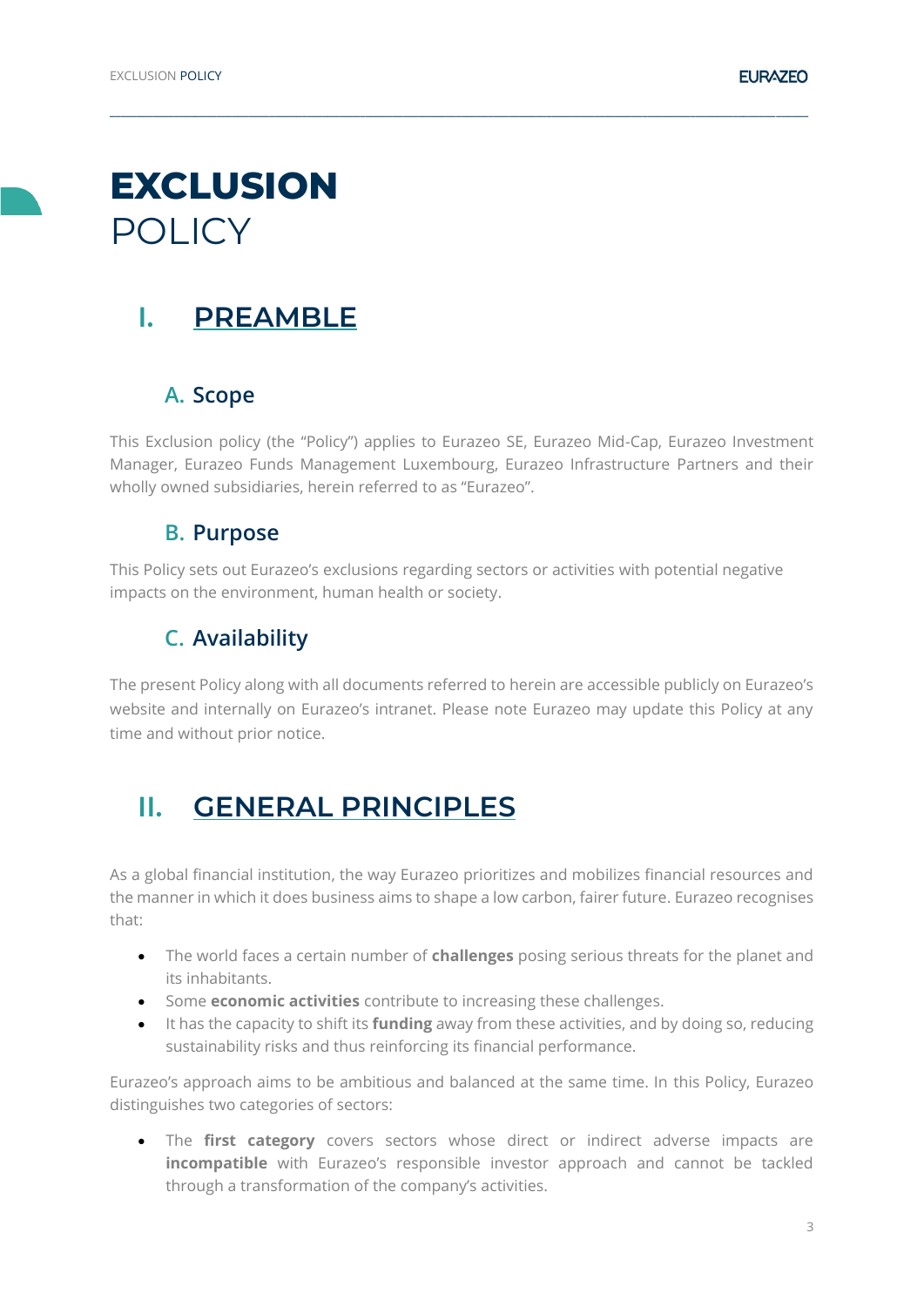# **EXCLUSION** POLICY

## I. PREAMBLE

### A. Scope

This Exclusion policy (the "Policy") applies to Eurazeo SE, Eurazeo Mid-Cap, Eurazeo Investment Manager, Eurazeo Funds Management Luxembourg, Eurazeo Infrastructure Partners and their wholly owned subsidiaries, herein referred to as "Eurazeo".

### B. Purpose

This Policy sets out Eurazeo's exclusions regarding sectors or activities with potential negative impacts on the environment, human health or society.

### C. Availability

The present Policy along with all documents referred to herein are accessible publicly on Eurazeo's website and internally on Eurazeo's intranet. Please note Eurazeo may update this Policy at any time and without prior notice.

## II. GENERAL PRINCIPLES

As a global financial institution, the way Eurazeo prioritizes and mobilizes financial resources and the manner in which it does business aims to shape a low carbon, fairer future. Eurazeo recognises that:

- The world faces a certain number of **challenges** posing serious threats for the planet and its inhabitants.
- Some **economic activities** contribute to increasing these challenges.
- It has the capacity to shift its **funding** away from these activities, and by doing so, reducing sustainability risks and thus reinforcing its financial performance.

Eurazeo's approach aims to be ambitious and balanced at the same time. In this Policy, Eurazeo distinguishes two categories of sectors:

- The **first category** covers sectors whose direct or indirect adverse impacts are **incompatible** with Eurazeo's responsible investor approach and cannot be tackled through a transformation of the company's activities.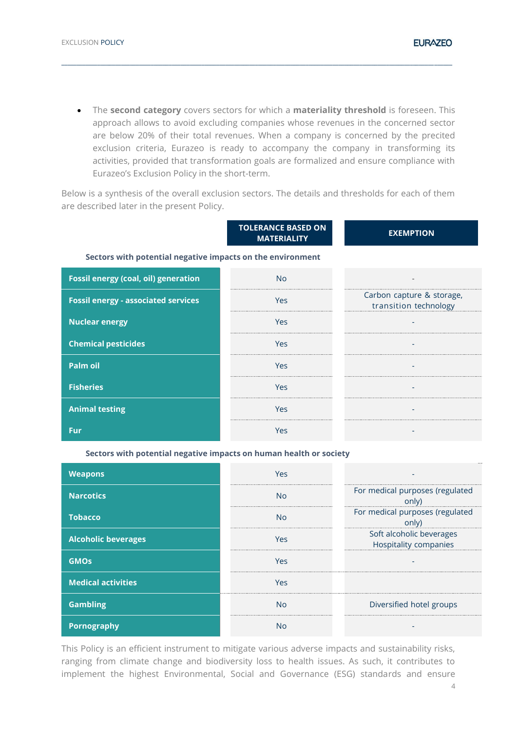- The **second category** covers sectors for which a **materiality threshold** is foreseen. This approach allows to avoid excluding companies whose revenues in the concerned sector are below 20% of their total revenues. When a company is concerned by the precited exclusion criteria, Eurazeo is ready to accompany the company in transforming its activities, provided that transformation goals are formalized and ensure compliance with Eurazeo's Exclusion Policy in the short-term.

Below is a synthesis of the overall exclusion sectors. The details and thresholds for each of them are described later in the present Policy.

| | TOLERANCE BASED ON MATERIALITY | EXEMPTION |
|---|---|---|
| **Sectors with potential negative impacts on the environment** | | |
| **Fossil energy (coal, oil) generation** | No | - |
| **Fossil energy - associated services** | Yes | Carbon capture & storage, transition technology |
| **Nuclear energy** | Yes | - |
| **Chemical pesticides** | Yes | - |
| **Palm oil** | Yes | - |
| **Fisheries** | Yes | - |
| **Animal testing** | Yes | - |
| **Fur** | Yes | - |
| **Sectors with potential negative impacts on human health or society** | | |
| **Weapons** | Yes | - |
| **Narcotics** | No | For medical purposes (regulated only) |
| **Tobacco** | No | For medical purposes (regulated only) |
| **Alcoholic beverages** | Yes | Soft alcoholic beverages Hospitality companies |
| **GMOs** | Yes | - |
| **Medical activities** | Yes | |
| **Gambling** | No | Diversified hotel groups |
| **Pornography** | No | - |

This Policy is an efficient instrument to mitigate various adverse impacts and sustainability risks, ranging from climate change and biodiversity loss to health issues. As such, it contributes to implement the highest Environmental, Social and Governance (ESG) standards and ensure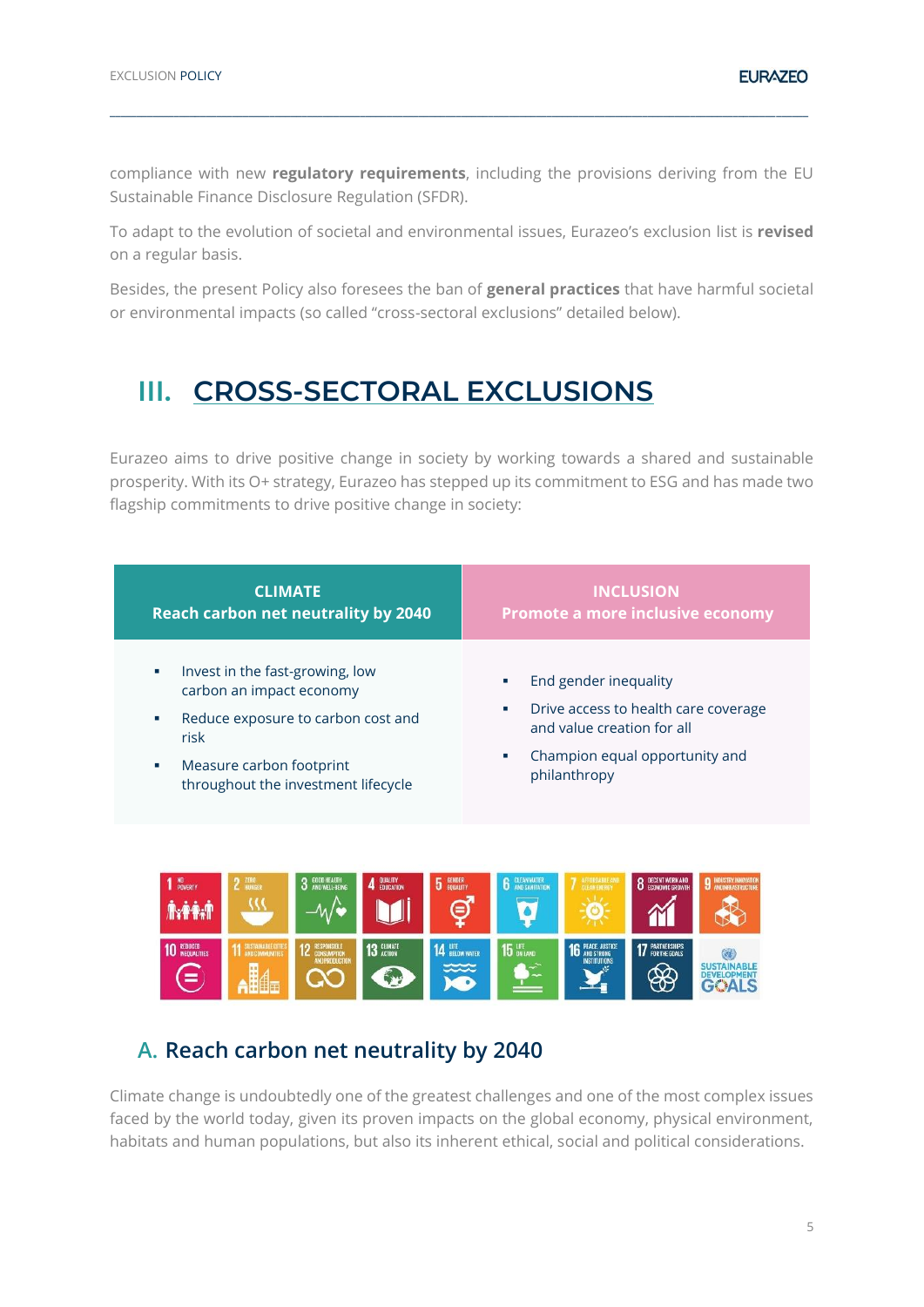compliance with new **regulatory requirements**, including the provisions deriving from the EU Sustainable Finance Disclosure Regulation (SFDR).

To adapt to the evolution of societal and environmental issues, Eurazeo's exclusion list is **revised** on a regular basis.

Besides, the present Policy also foresees the ban of **general practices** that have harmful societal or environmental impacts (so called "cross-sectoral exclusions" detailed below).

# III. CROSS-SECTORAL EXCLUSIONS

Eurazeo aims to drive positive change in society by working towards a shared and sustainable prosperity. With its O+ strategy, Eurazeo has stepped up its commitment to ESG and has made two flagship commitments to drive positive change in society:

| **CLIMATE** Reach carbon net neutrality by 2040 | **INCLUSION** Promote a more inclusive economy |
| --- | --- |
| ▪ Invest in the fast-growing, low carbon an impact economy<br>▪ Reduce exposure to carbon cost and risk<br>▪ Measure carbon footprint throughout the investment lifecycle | ▪ End gender inequality<br>▪ Drive access to health care coverage and value creation for all<br>▪ Champion equal opportunity and philanthropy |

## A. Reach carbon net neutrality by 2040

Climate change is undoubtedly one of the greatest challenges and one of the most complex issues faced by the world today, given its proven impacts on the global economy, physical environment, habitats and human populations, but also its inherent ethical, social and political considerations.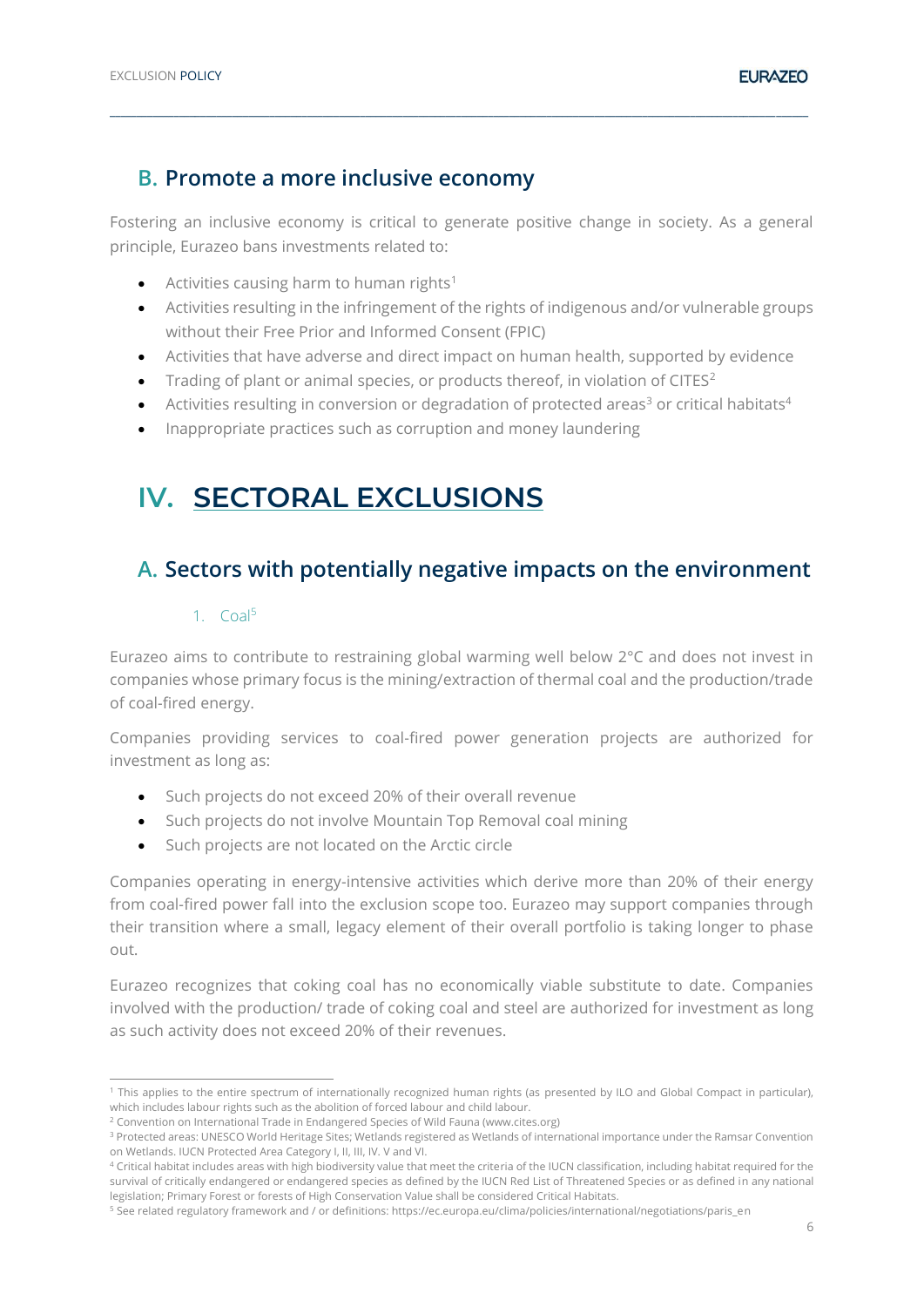## B. Promote a more inclusive economy

Fostering an inclusive economy is critical to generate positive change in society. As a general principle, Eurazeo bans investments related to:

- Activities causing harm to human rights[1]
- Activities resulting in the infringement of the rights of indigenous and/or vulnerable groups without their Free Prior and Informed Consent (FPIC)
- Activities that have adverse and direct impact on human health, supported by evidence
- Trading of plant or animal species, or products thereof, in violation of CITES[2]
- Activities resulting in conversion or degradation of protected areas[3] or critical habitats[4]
- Inappropriate practices such as corruption and money laundering

# IV. SECTORAL EXCLUSIONS

## A. Sectors with potentially negative impacts on the environment

### 1. Coal[5]

Eurazeo aims to contribute to restraining global warming well below 2°C and does not invest in companies whose primary focus is the mining/extraction of thermal coal and the production/trade of coal-fired energy.

Companies providing services to coal-fired power generation projects are authorized for investment as long as:

- Such projects do not exceed 20% of their overall revenue
- Such projects do not involve Mountain Top Removal coal mining
- Such projects are not located on the Arctic circle

Companies operating in energy-intensive activities which derive more than 20% of their energy from coal-fired power fall into the exclusion scope too. Eurazeo may support companies through their transition where a small, legacy element of their overall portfolio is taking longer to phase out.

Eurazeo recognizes that coking coal has no economically viable substitute to date. Companies involved with the production/ trade of coking coal and steel are authorized for investment as long as such activity does not exceed 20% of their revenues.

---

[1] This applies to the entire spectrum of internationally recognized human rights (as presented by ILO and Global Compact in particular), which includes labour rights such as the abolition of forced labour and child labour.

[2] Convention on International Trade in Endangered Species of Wild Fauna (www.cites.org)

[3] Protected areas: UNESCO World Heritage Sites; Wetlands registered as Wetlands of international importance under the Ramsar Convention on Wetlands. IUCN Protected Area Category I, II, III, IV. V and VI.

[4] Critical habitat includes areas with high biodiversity value that meet the criteria of the IUCN classification, including habitat required for the survival of critically endangered or endangered species as defined by the IUCN Red List of Threatened Species or as defined in any national legislation; Primary Forest or forests of High Conservation Value shall be considered Critical Habitats.

[5] See related regulatory framework and / or definitions: https://ec.europa.eu/clima/policies/international/negotiations/paris_en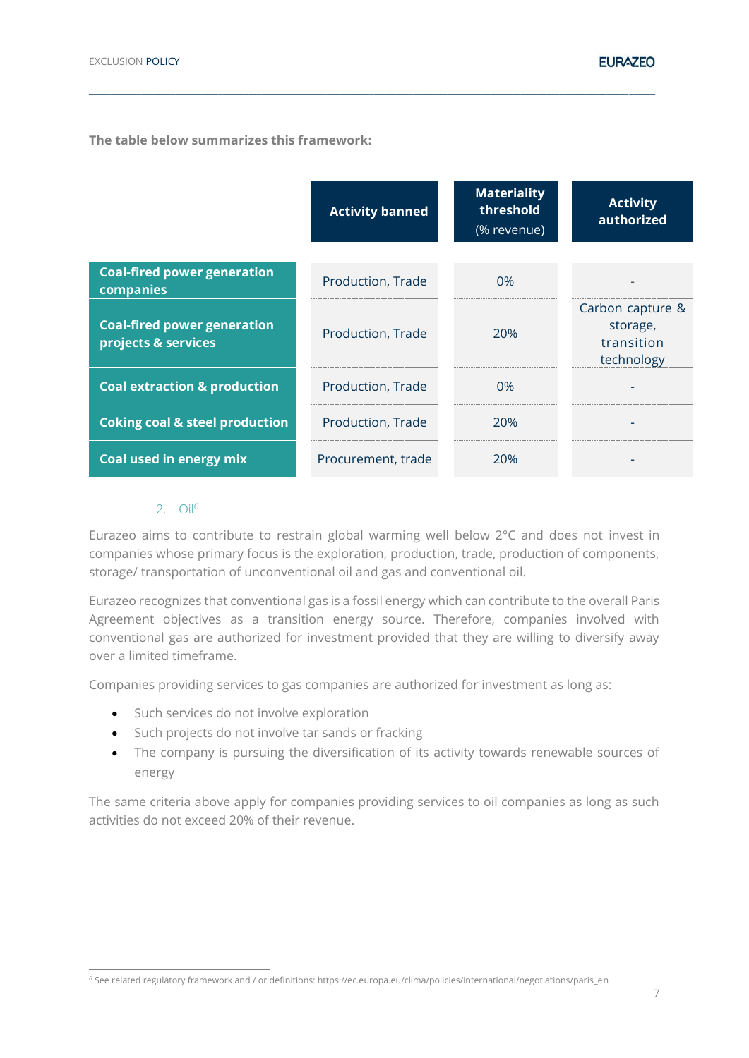**The table below summarizes this framework:**

| | Activity banned | Materiality threshold (% revenue) | Activity authorized |
|---|---|---|---|
| **Coal-fired power generation companies** | Production, Trade | 0% | - |
| **Coal-fired power generation projects & services** | Production, Trade | 20% | Carbon capture & storage, transition technology |
| **Coal extraction & production** | Production, Trade | 0% | - |
| **Coking coal & steel production** | Production, Trade | 20% | - |
| **Coal used in energy mix** | Procurement, trade | 20% | - |

### 2. Oil[6]

Eurazeo aims to contribute to restrain global warming well below 2°C and does not invest in companies whose primary focus is the exploration, production, trade, production of components, storage/ transportation of unconventional oil and gas and conventional oil.

Eurazeo recognizes that conventional gas is a fossil energy which can contribute to the overall Paris Agreement objectives as a transition energy source. Therefore, companies involved with conventional gas are authorized for investment provided that they are willing to diversify away over a limited timeframe.

Companies providing services to gas companies are authorized for investment as long as:

- Such services do not involve exploration
- Such projects do not involve tar sands or fracking
- The company is pursuing the diversification of its activity towards renewable sources of energy

The same criteria above apply for companies providing services to oil companies as long as such activities do not exceed 20% of their revenue.

[6] See related regulatory framework and / or definitions: https://ec.europa.eu/clima/policies/international/negotiations/paris_en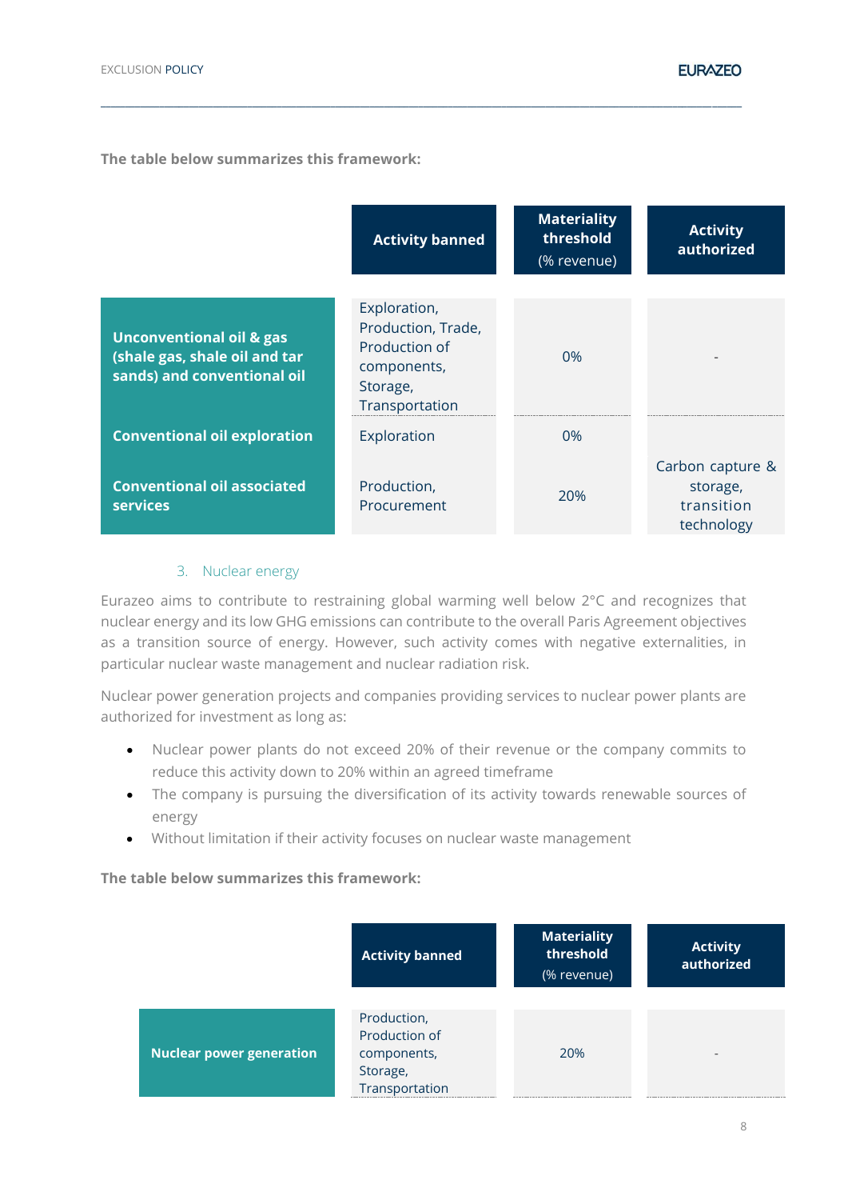**The table below summarizes this framework:**

| | Activity banned | Materiality threshold (% revenue) | Activity authorized |
|---|---|---|---|
| **Unconventional oil & gas (shale gas, shale oil and tar sands) and conventional oil** | Exploration, Production, Trade, Production of components, Storage, Transportation | 0% | - |
| **Conventional oil exploration** | Exploration | 0% | Carbon capture & storage, transition technology |
| **Conventional oil associated services** | Production, Procurement | 20% | |

### 3. Nuclear energy

Eurazeo aims to contribute to restraining global warming well below 2°C and recognizes that nuclear energy and its low GHG emissions can contribute to the overall Paris Agreement objectives as a transition source of energy. However, such activity comes with negative externalities, in particular nuclear waste management and nuclear radiation risk.

Nuclear power generation projects and companies providing services to nuclear power plants are authorized for investment as long as:

- Nuclear power plants do not exceed 20% of their revenue or the company commits to reduce this activity down to 20% within an agreed timeframe
- The company is pursuing the diversification of its activity towards renewable sources of energy
- Without limitation if their activity focuses on nuclear waste management

**The table below summarizes this framework:**

| | Activity banned | Materiality threshold (% revenue) | Activity authorized |
|---|---|---|---|
| **Nuclear power generation** | Production, Production of components, Storage, Transportation | 20% | - |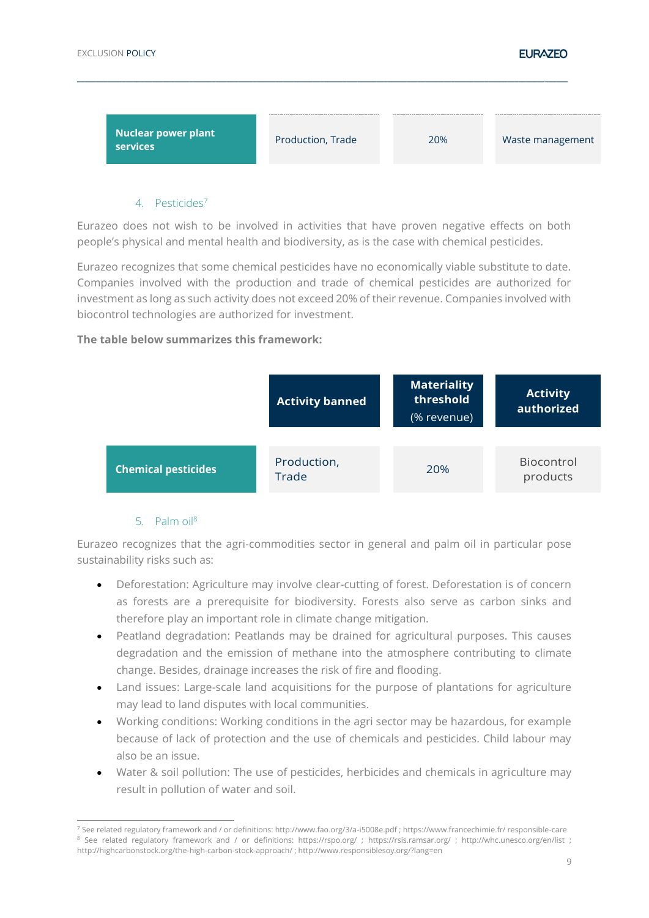| Nuclear power plant services | Production, Trade | 20% | Waste management |
| --- | --- | --- | --- |

### 4. Pesticides[7]

Eurazeo does not wish to be involved in activities that have proven negative effects on both people's physical and mental health and biodiversity, as is the case with chemical pesticides.

Eurazeo recognizes that some chemical pesticides have no economically viable substitute to date. Companies involved with the production and trade of chemical pesticides are authorized for investment as long as such activity does not exceed 20% of their revenue. Companies involved with biocontrol technologies are authorized for investment.

**The table below summarizes this framework:**

| | Activity banned | Materiality threshold (% revenue) | Activity authorized |
| --- | --- | --- | --- |
| **Chemical pesticides** | Production, Trade | 20% | Biocontrol products |

### 5. Palm oil[8]

Eurazeo recognizes that the agri-commodities sector in general and palm oil in particular pose sustainability risks such as:

- Deforestation: Agriculture may involve clear-cutting of forest. Deforestation is of concern as forests are a prerequisite for biodiversity. Forests also serve as carbon sinks and therefore play an important role in climate change mitigation.
- Peatland degradation: Peatlands may be drained for agricultural purposes. This causes degradation and the emission of methane into the atmosphere contributing to climate change. Besides, drainage increases the risk of fire and flooding.
- Land issues: Large-scale land acquisitions for the purpose of plantations for agriculture may lead to land disputes with local communities.
- Working conditions: Working conditions in the agri sector may be hazardous, for example because of lack of protection and the use of chemicals and pesticides. Child labour may also be an issue.
- Water & soil pollution: The use of pesticides, herbicides and chemicals in agriculture may result in pollution of water and soil.

---

[7] See related regulatory framework and / or definitions: http://www.fao.org/3/a-i5008e.pdf ; https://www.francechimie.fr/ responsible-care

[8] See related regulatory framework and / or definitions: https://rspo.org/ ; https://rsis.ramsar.org/ ; http://whc.unesco.org/en/list ; http://highcarbonstock.org/the-high-carbon-stock-approach/ ; http://www.responsiblesoy.org/?lang=en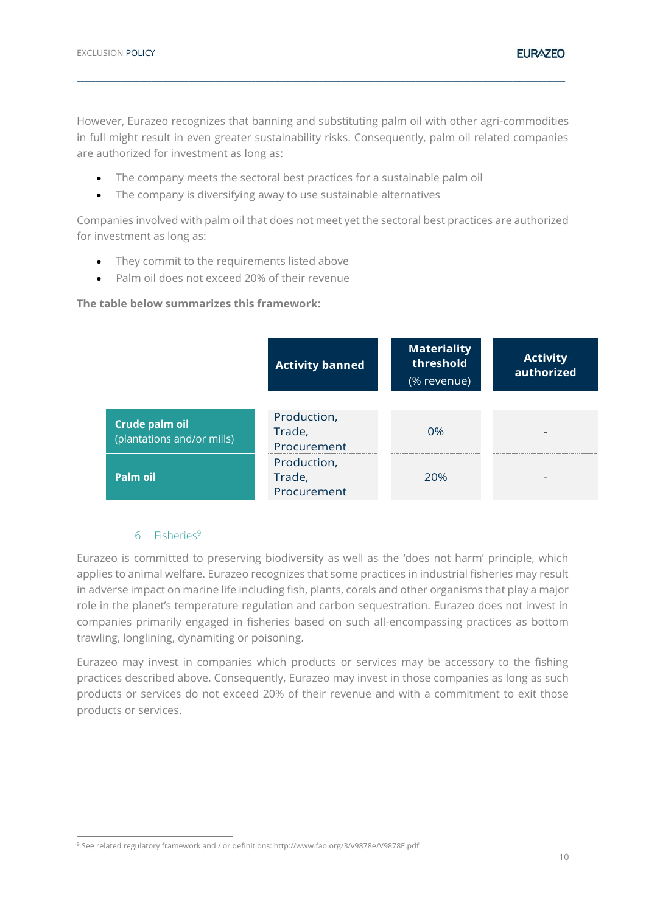However, Eurazeo recognizes that banning and substituting palm oil with other agri-commodities in full might result in even greater sustainability risks. Consequently, palm oil related companies are authorized for investment as long as:

- The company meets the sectoral best practices for a sustainable palm oil
- The company is diversifying away to use sustainable alternatives

Companies involved with palm oil that does not meet yet the sectoral best practices are authorized for investment as long as:

- They commit to the requirements listed above
- Palm oil does not exceed 20% of their revenue

**The table below summarizes this framework:**

| | Activity banned | Materiality threshold (% revenue) | Activity authorized |
|---|---|---|---|
| **Crude palm oil** (plantations and/or mills) | Production, Trade, Procurement | 0% | - |
| **Palm oil** | Production, Trade, Procurement | 20% | - |

### 6. Fisheries[9]

Eurazeo is committed to preserving biodiversity as well as the 'does not harm' principle, which applies to animal welfare. Eurazeo recognizes that some practices in industrial fisheries may result in adverse impact on marine life including fish, plants, corals and other organisms that play a major role in the planet's temperature regulation and carbon sequestration. Eurazeo does not invest in companies primarily engaged in fisheries based on such all-encompassing practices as bottom trawling, longlining, dynamiting or poisoning.

Eurazeo may invest in companies which products or services may be accessory to the fishing practices described above. Consequently, Eurazeo may invest in those companies as long as such products or services do not exceed 20% of their revenue and with a commitment to exit those products or services.

[9] See related regulatory framework and / or definitions: http://www.fao.org/3/v9878e/V9878E.pdf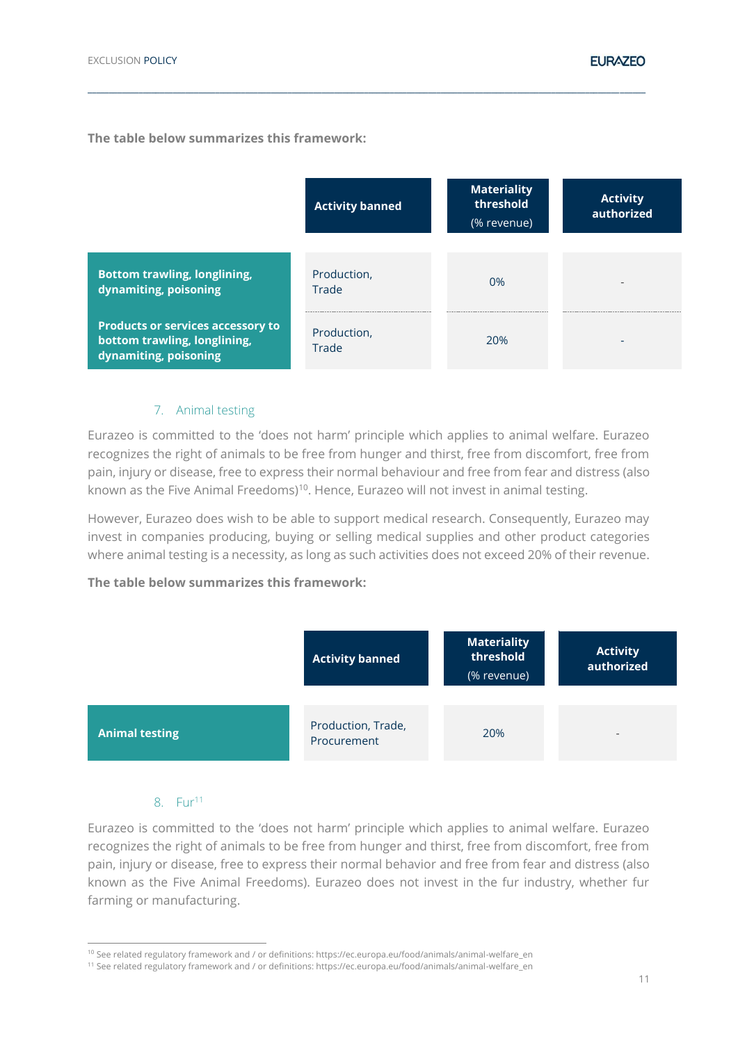**The table below summarizes this framework:**

| | Activity banned | Materiality threshold (% revenue) | Activity authorized |
|---|---|---|---|
| **Bottom trawling, longlining, dynamiting, poisoning** | Production, Trade | 0% | - |
| **Products or services accessory to bottom trawling, longlining, dynamiting, poisoning** | Production, Trade | 20% | - |

### 7. Animal testing

Eurazeo is committed to the 'does not harm' principle which applies to animal welfare. Eurazeo recognizes the right of animals to be free from hunger and thirst, free from discomfort, free from pain, injury or disease, free to express their normal behaviour and free from fear and distress (also known as the Five Animal Freedoms)[10]. Hence, Eurazeo will not invest in animal testing.

However, Eurazeo does wish to be able to support medical research. Consequently, Eurazeo may invest in companies producing, buying or selling medical supplies and other product categories where animal testing is a necessity, as long as such activities does not exceed 20% of their revenue.

**The table below summarizes this framework:**

| | Activity banned | Materiality threshold (% revenue) | Activity authorized |
|---|---|---|---|
| **Animal testing** | Production, Trade, Procurement | 20% | - |

### 8. Fur[11]

Eurazeo is committed to the 'does not harm' principle which applies to animal welfare. Eurazeo recognizes the right of animals to be free from hunger and thirst, free from discomfort, free from pain, injury or disease, free to express their normal behavior and free from fear and distress (also known as the Five Animal Freedoms). Eurazeo does not invest in the fur industry, whether fur farming or manufacturing.

---

[10] See related regulatory framework and / or definitions: https://ec.europa.eu/food/animals/animal-welfare_en

[11] See related regulatory framework and / or definitions: https://ec.europa.eu/food/animals/animal-welfare_en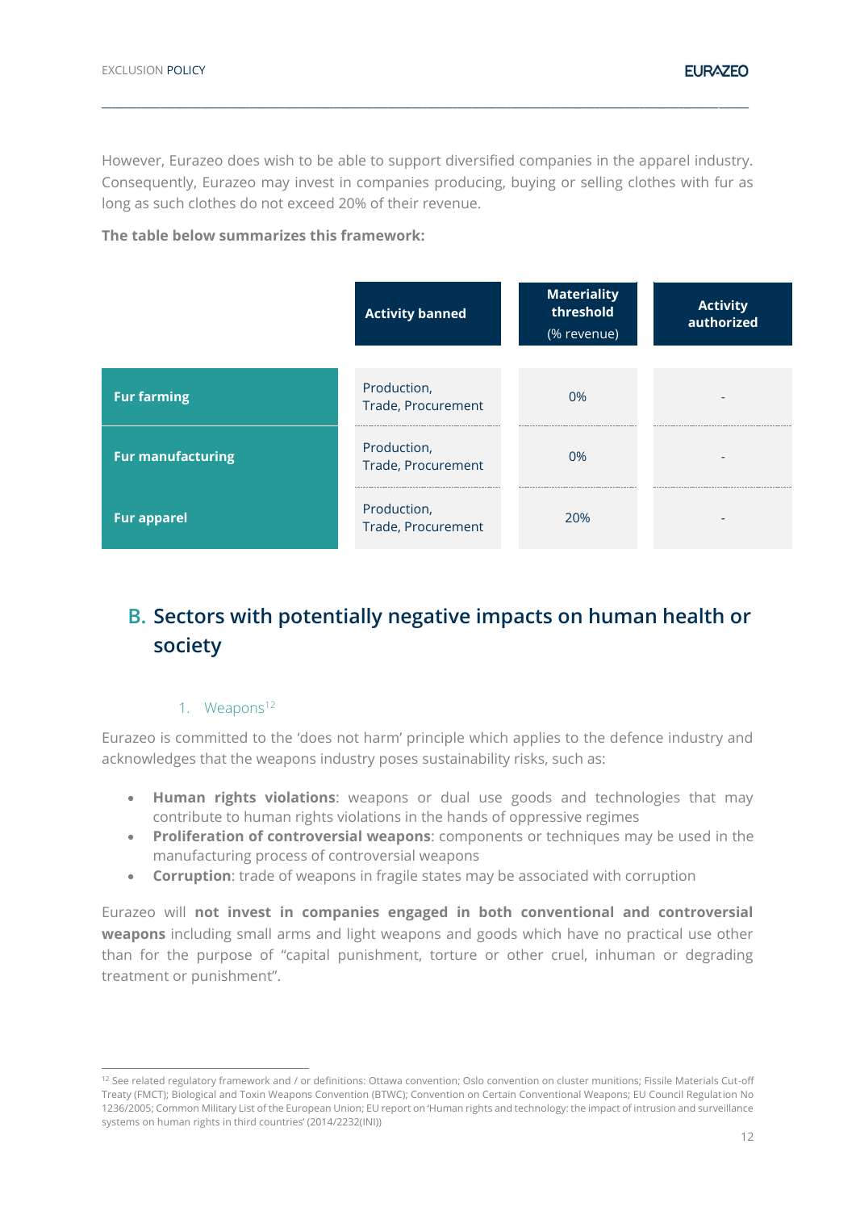However, Eurazeo does wish to be able to support diversified companies in the apparel industry. Consequently, Eurazeo may invest in companies producing, buying or selling clothes with fur as long as such clothes do not exceed 20% of their revenue.

**The table below summarizes this framework:**

| | Activity banned | Materiality threshold (% revenue) | Activity authorized |
|---|---|---|---|
| **Fur farming** | Production, Trade, Procurement | 0% | - |
| **Fur manufacturing** | Production, Trade, Procurement | 0% | - |
| **Fur apparel** | Production, Trade, Procurement | 20% | - |

## B. Sectors with potentially negative impacts on human health or society

### 1. Weapons[12]

Eurazeo is committed to the 'does not harm' principle which applies to the defence industry and acknowledges that the weapons industry poses sustainability risks, such as:

- **Human rights violations**: weapons or dual use goods and technologies that may contribute to human rights violations in the hands of oppressive regimes
- **Proliferation of controversial weapons**: components or techniques may be used in the manufacturing process of controversial weapons
- **Corruption**: trade of weapons in fragile states may be associated with corruption

Eurazeo will **not invest in companies engaged in both conventional and controversial weapons** including small arms and light weapons and goods which have no practical use other than for the purpose of "capital punishment, torture or other cruel, inhuman or degrading treatment or punishment".

[12] See related regulatory framework and / or definitions: Ottawa convention; Oslo convention on cluster munitions; Fissile Materials Cut-off Treaty (FMCT); Biological and Toxin Weapons Convention (BTWC); Convention on Certain Conventional Weapons; EU Council Regulation No 1236/2005; Common Military List of the European Union; EU report on 'Human rights and technology: the impact of intrusion and surveillance systems on human rights in third countries' (2014/2232(INI))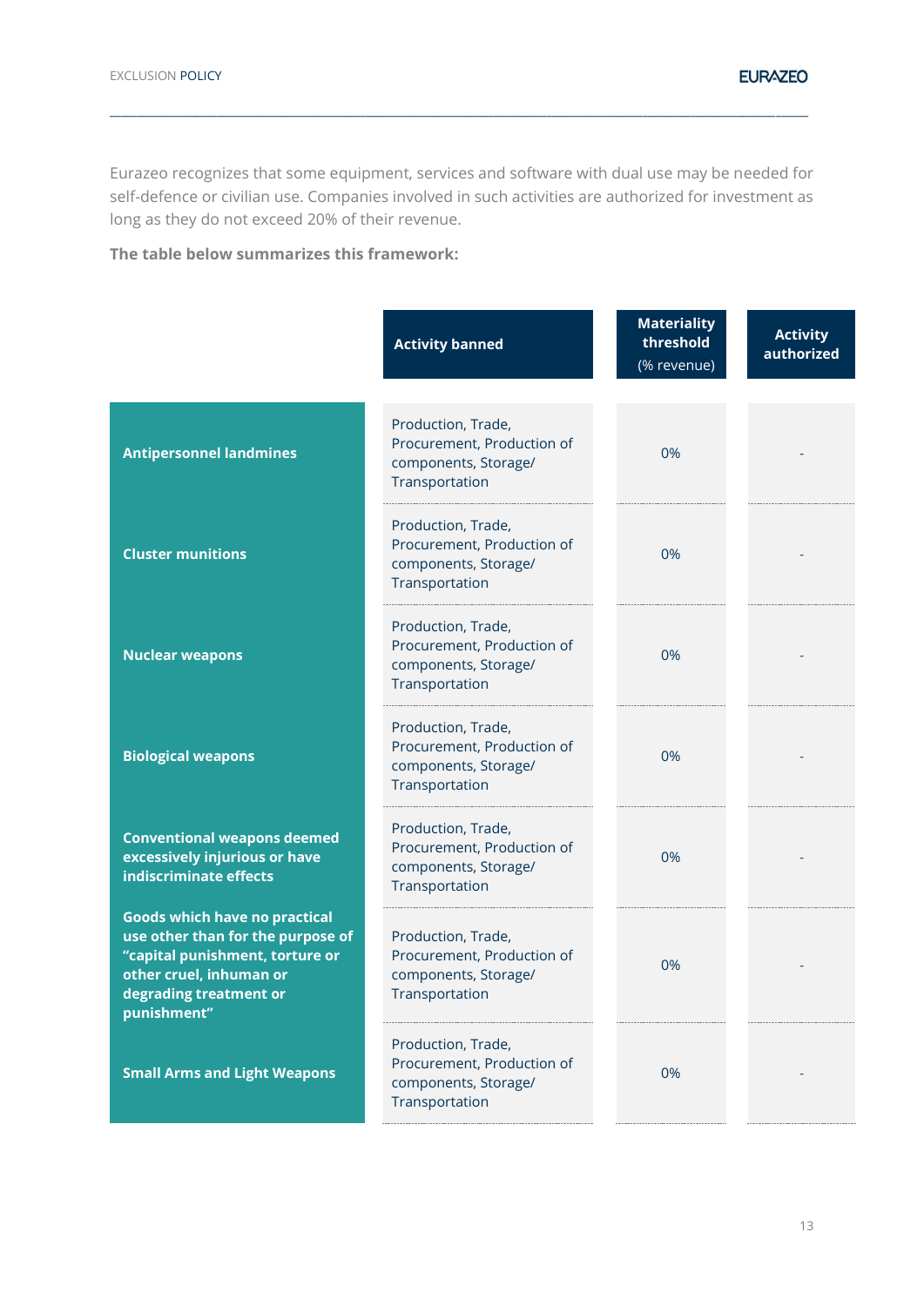Eurazeo recognizes that some equipment, services and software with dual use may be needed for self-defence or civilian use. Companies involved in such activities are authorized for investment as long as they do not exceed 20% of their revenue.

**The table below summarizes this framework:**

| | Activity banned | Materiality threshold (% revenue) | Activity authorized |
|---|---|---|---|
| **Antipersonnel landmines** | Production, Trade, Procurement, Production of components, Storage/ Transportation | 0% | - |
| **Cluster munitions** | Production, Trade, Procurement, Production of components, Storage/ Transportation | 0% | - |
| **Nuclear weapons** | Production, Trade, Procurement, Production of components, Storage/ Transportation | 0% | - |
| **Biological weapons** | Production, Trade, Procurement, Production of components, Storage/ Transportation | 0% | - |
| **Conventional weapons deemed excessively injurious or have indiscriminate effects** | Production, Trade, Procurement, Production of components, Storage/ Transportation | 0% | - |
| **Goods which have no practical use other than for the purpose of "capital punishment, torture or other cruel, inhuman or degrading treatment or punishment"** | Production, Trade, Procurement, Production of components, Storage/ Transportation | 0% | - |
| **Small Arms and Light Weapons** | Production, Trade, Procurement, Production of components, Storage/ Transportation | 0% | - |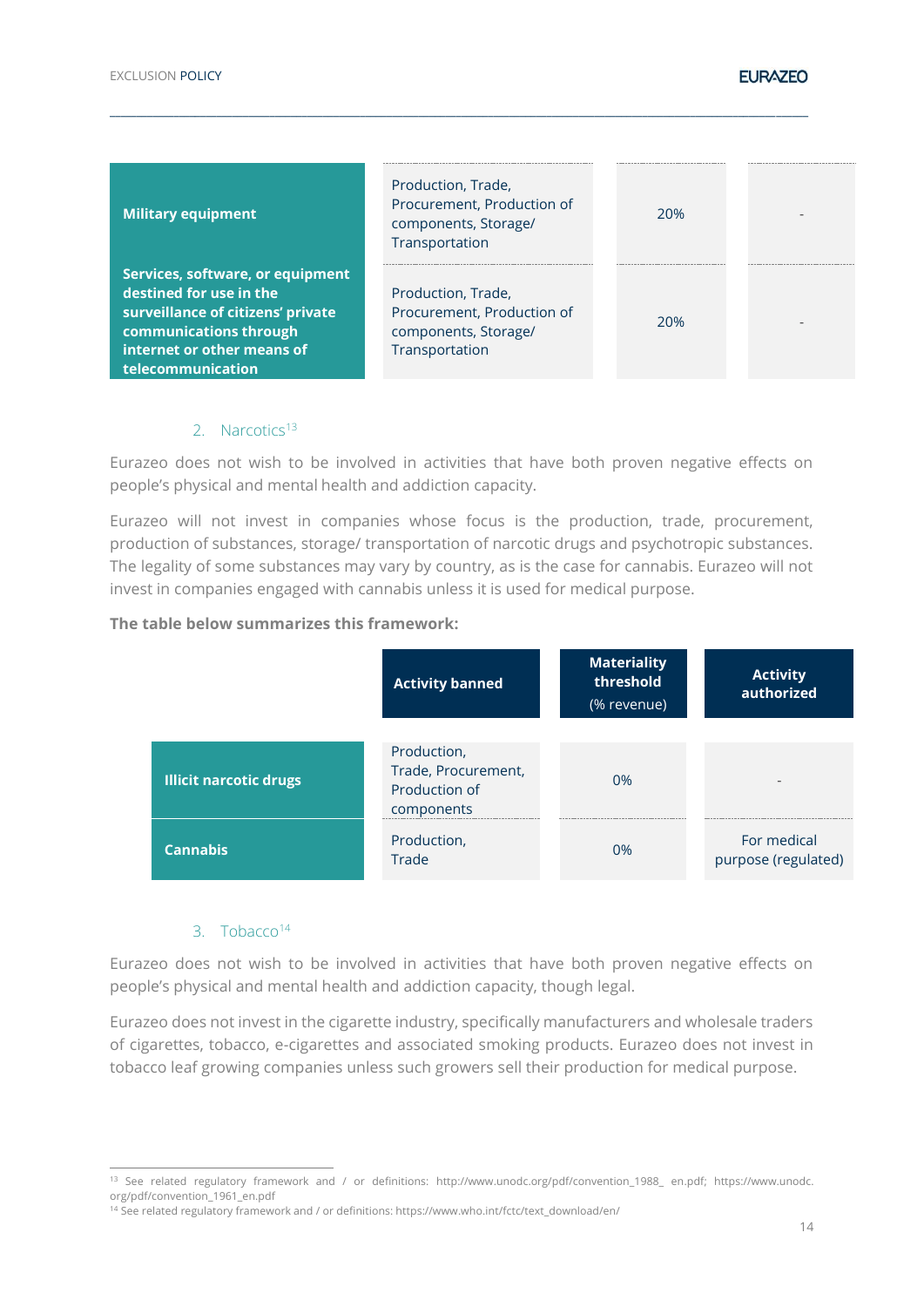| | | | |
|---|---|---|---|
| **Military equipment** | Production, Trade, Procurement, Production of components, Storage/ Transportation | 20% | - |
| **Services, software, or equipment destined for use in the surveillance of citizens' private communications through internet or other means of telecommunication** | Production, Trade, Procurement, Production of components, Storage/ Transportation | 20% | - |

### 2. Narcotics[13]

Eurazeo does not wish to be involved in activities that have both proven negative effects on people's physical and mental health and addiction capacity.

Eurazeo will not invest in companies whose focus is the production, trade, procurement, production of substances, storage/ transportation of narcotic drugs and psychotropic substances. The legality of some substances may vary by country, as is the case for cannabis. Eurazeo will not invest in companies engaged with cannabis unless it is used for medical purpose.

**The table below summarizes this framework:**

| | Activity banned | Materiality threshold (% revenue) | Activity authorized |
|---|---|---|---|
| **Illicit narcotic drugs** | Production, Trade, Procurement, Production of components | 0% | - |
| **Cannabis** | Production, Trade | 0% | For medical purpose (regulated) |

### 3. Tobacco[14]

Eurazeo does not wish to be involved in activities that have both proven negative effects on people's physical and mental health and addiction capacity, though legal.

Eurazeo does not invest in the cigarette industry, specifically manufacturers and wholesale traders of cigarettes, tobacco, e-cigarettes and associated smoking products. Eurazeo does not invest in tobacco leaf growing companies unless such growers sell their production for medical purpose.

---

[13] See related regulatory framework and / or definitions: http://www.unodc.org/pdf/convention_1988_ en.pdf; https://www.unodc.org/pdf/convention_1961_en.pdf

[14] See related regulatory framework and / or definitions: https://www.who.int/fctc/text_download/en/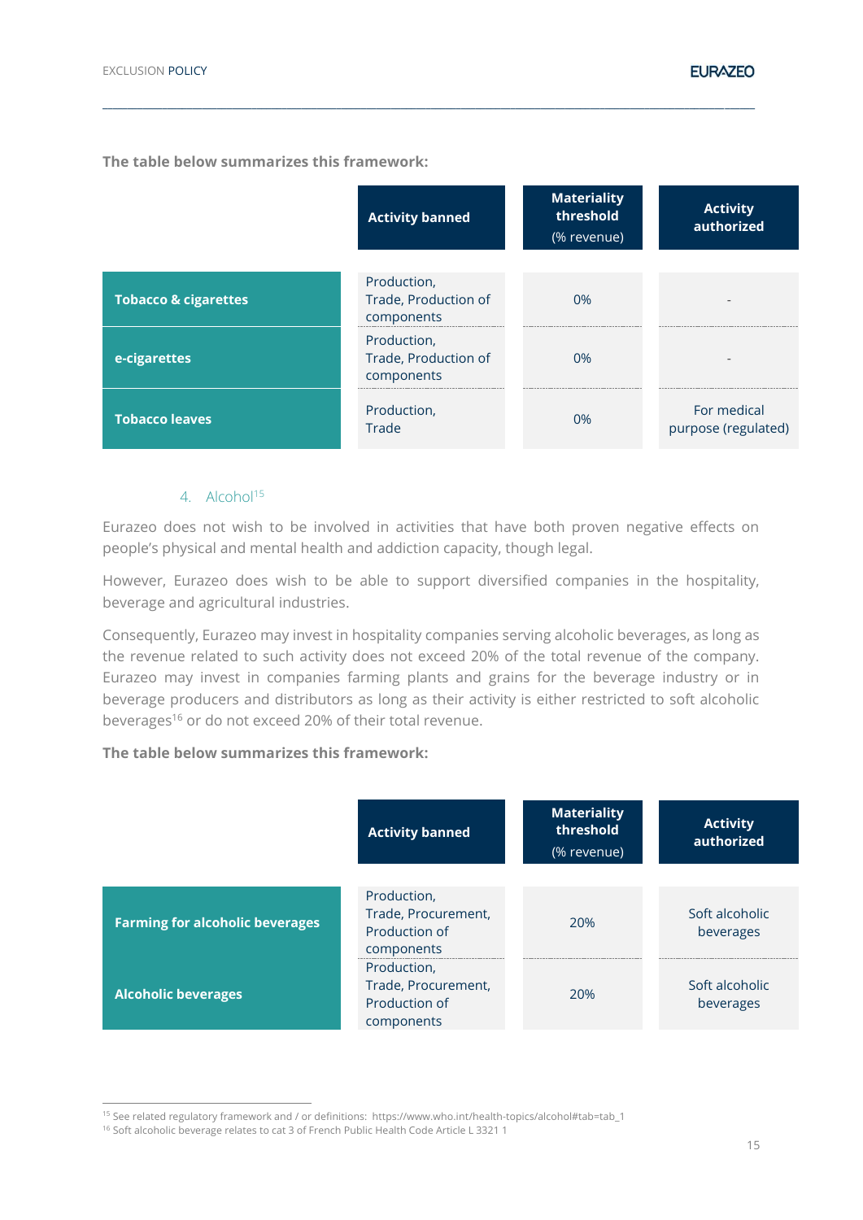**The table below summarizes this framework:**

| | Activity banned | Materiality threshold (% revenue) | Activity authorized |
|---|---|---|---|
| **Tobacco & cigarettes** | Production, Trade, Production of components | 0% | - |
| **e-cigarettes** | Production, Trade, Production of components | 0% | - |
| **Tobacco leaves** | Production, Trade | 0% | For medical purpose (regulated) |

### 4. Alcohol[15]

Eurazeo does not wish to be involved in activities that have both proven negative effects on people's physical and mental health and addiction capacity, though legal.

However, Eurazeo does wish to be able to support diversified companies in the hospitality, beverage and agricultural industries.

Consequently, Eurazeo may invest in hospitality companies serving alcoholic beverages, as long as the revenue related to such activity does not exceed 20% of the total revenue of the company. Eurazeo may invest in companies farming plants and grains for the beverage industry or in beverage producers and distributors as long as their activity is either restricted to soft alcoholic beverages[16] or do not exceed 20% of their total revenue.

**The table below summarizes this framework:**

| | Activity banned | Materiality threshold (% revenue) | Activity authorized |
|---|---|---|---|
| **Farming for alcoholic beverages** | Production, Trade, Procurement, Production of components | 20% | Soft alcoholic beverages |
| **Alcoholic beverages** | Production, Trade, Procurement, Production of components | 20% | Soft alcoholic beverages |

[15] See related regulatory framework and / or definitions: https://www.who.int/health-topics/alcohol#tab=tab_1

[16] Soft alcoholic beverage relates to cat 3 of French Public Health Code Article L 3321 1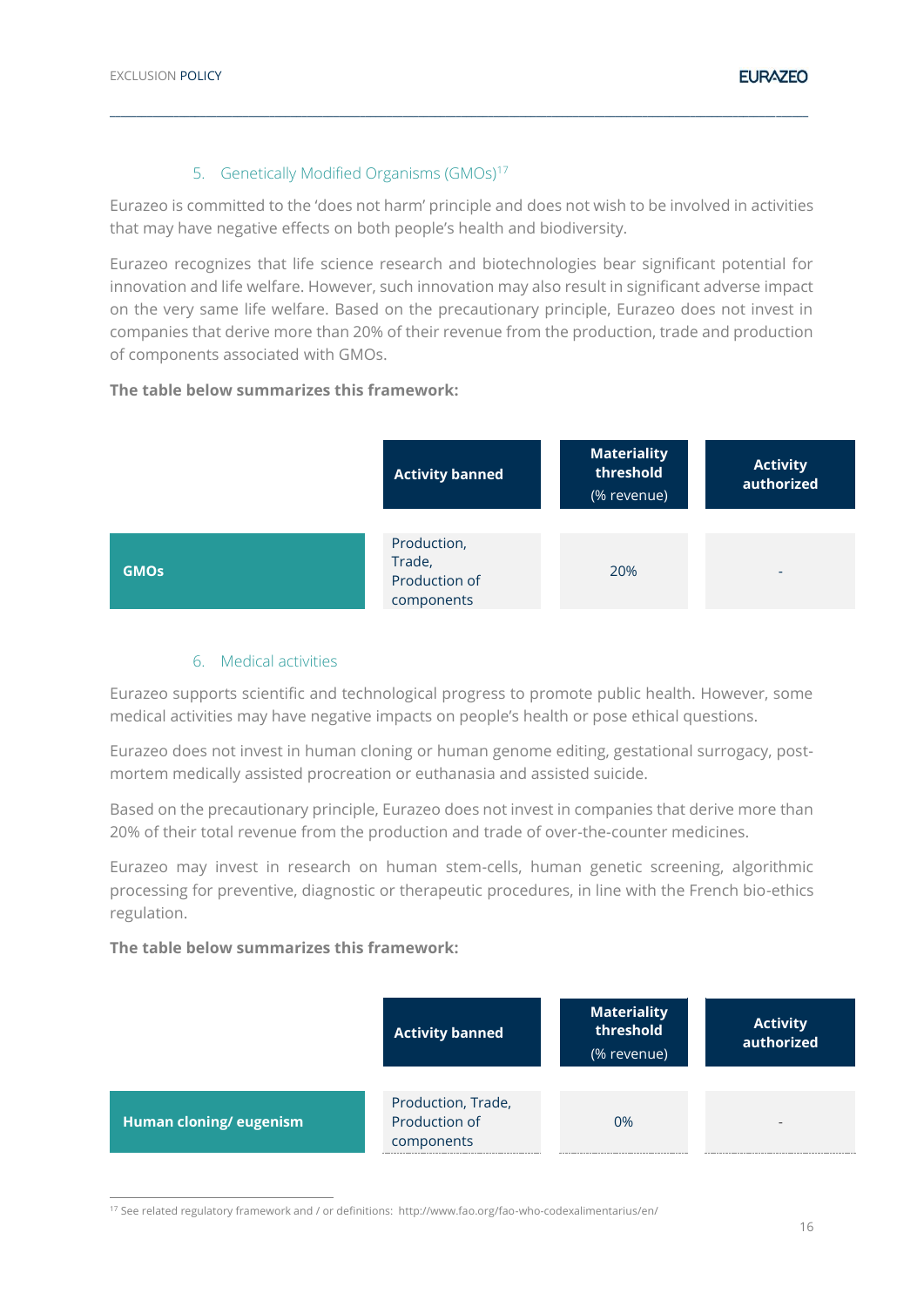### 5. Genetically Modified Organisms (GMOs)[17]

Eurazeo is committed to the 'does not harm' principle and does not wish to be involved in activities that may have negative effects on both people's health and biodiversity.

Eurazeo recognizes that life science research and biotechnologies bear significant potential for innovation and life welfare. However, such innovation may also result in significant adverse impact on the very same life welfare. Based on the precautionary principle, Eurazeo does not invest in companies that derive more than 20% of their revenue from the production, trade and production of components associated with GMOs.

**The table below summarizes this framework:**

| | Activity banned | Materiality threshold (% revenue) | Activity authorized |
|---|---|---|---|
| **GMOs** | Production, Trade, Production of components | 20% | - |

### 6. Medical activities

Eurazeo supports scientific and technological progress to promote public health. However, some medical activities may have negative impacts on people's health or pose ethical questions.

Eurazeo does not invest in human cloning or human genome editing, gestational surrogacy, post-mortem medically assisted procreation or euthanasia and assisted suicide.

Based on the precautionary principle, Eurazeo does not invest in companies that derive more than 20% of their total revenue from the production and trade of over-the-counter medicines.

Eurazeo may invest in research on human stem-cells, human genetic screening, algorithmic processing for preventive, diagnostic or therapeutic procedures, in line with the French bio-ethics regulation.

**The table below summarizes this framework:**

| | Activity banned | Materiality threshold (% revenue) | Activity authorized |
|---|---|---|---|
| **Human cloning/ eugenism** | Production, Trade, Production of components | 0% | - |

[17] See related regulatory framework and / or definitions: http://www.fao.org/fao-who-codexalimentarius/en/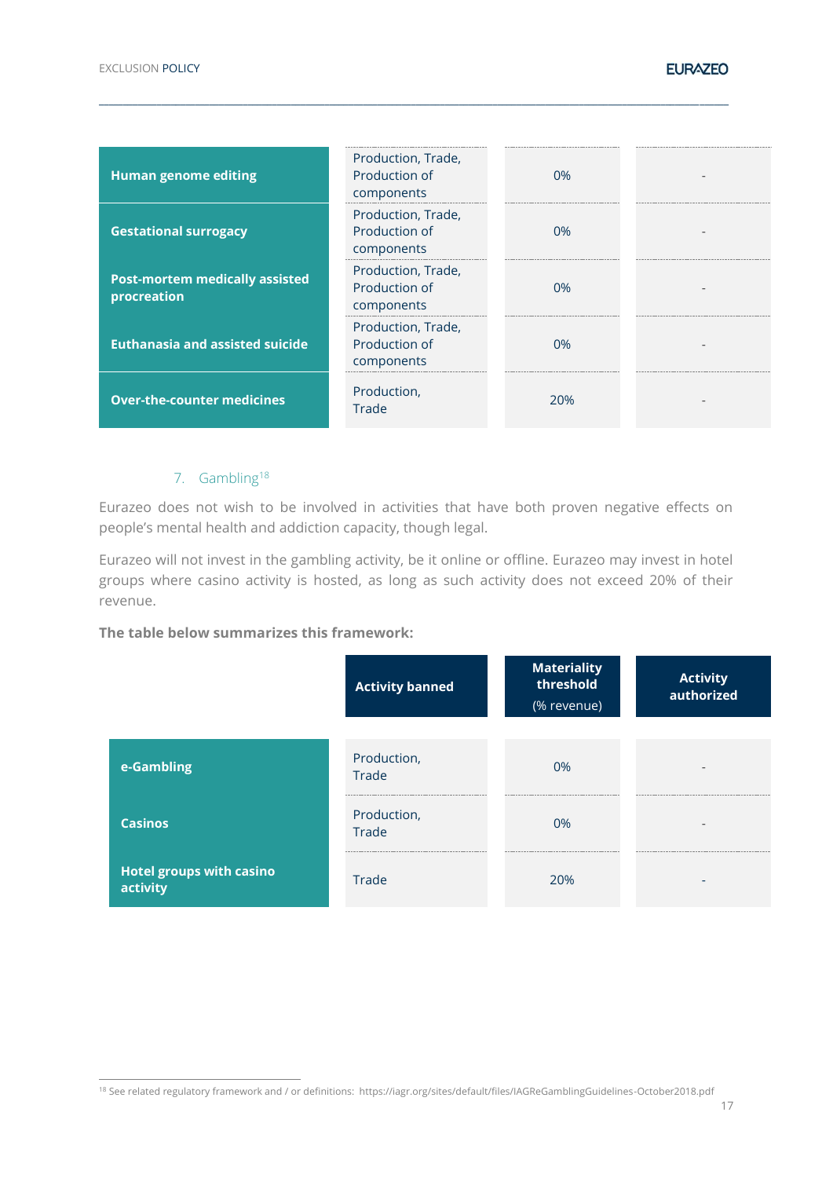| | | | |
|---|---|---|---|
| **Human genome editing** | Production, Trade, Production of components | 0% | - |
| **Gestational surrogacy** | Production, Trade, Production of components | 0% | - |
| **Post-mortem medically assisted procreation** | Production, Trade, Production of components | 0% | - |
| **Euthanasia and assisted suicide** | Production, Trade, Production of components | 0% | - |
| **Over-the-counter medicines** | Production, Trade | 20% | - |

### 7. Gambling[18]

Eurazeo does not wish to be involved in activities that have both proven negative effects on people's mental health and addiction capacity, though legal.

Eurazeo will not invest in the gambling activity, be it online or offline. Eurazeo may invest in hotel groups where casino activity is hosted, as long as such activity does not exceed 20% of their revenue.

**The table below summarizes this framework:**

| | Activity banned | Materiality threshold (% revenue) | Activity authorized |
|---|---|---|---|
| **e-Gambling** | Production, Trade | 0% | - |
| **Casinos** | Production, Trade | 0% | - |
| **Hotel groups with casino activity** | Trade | 20% | - |

[18] See related regulatory framework and / or definitions: https://iagr.org/sites/default/files/IAGReGamblingGuidelines-October2018.pdf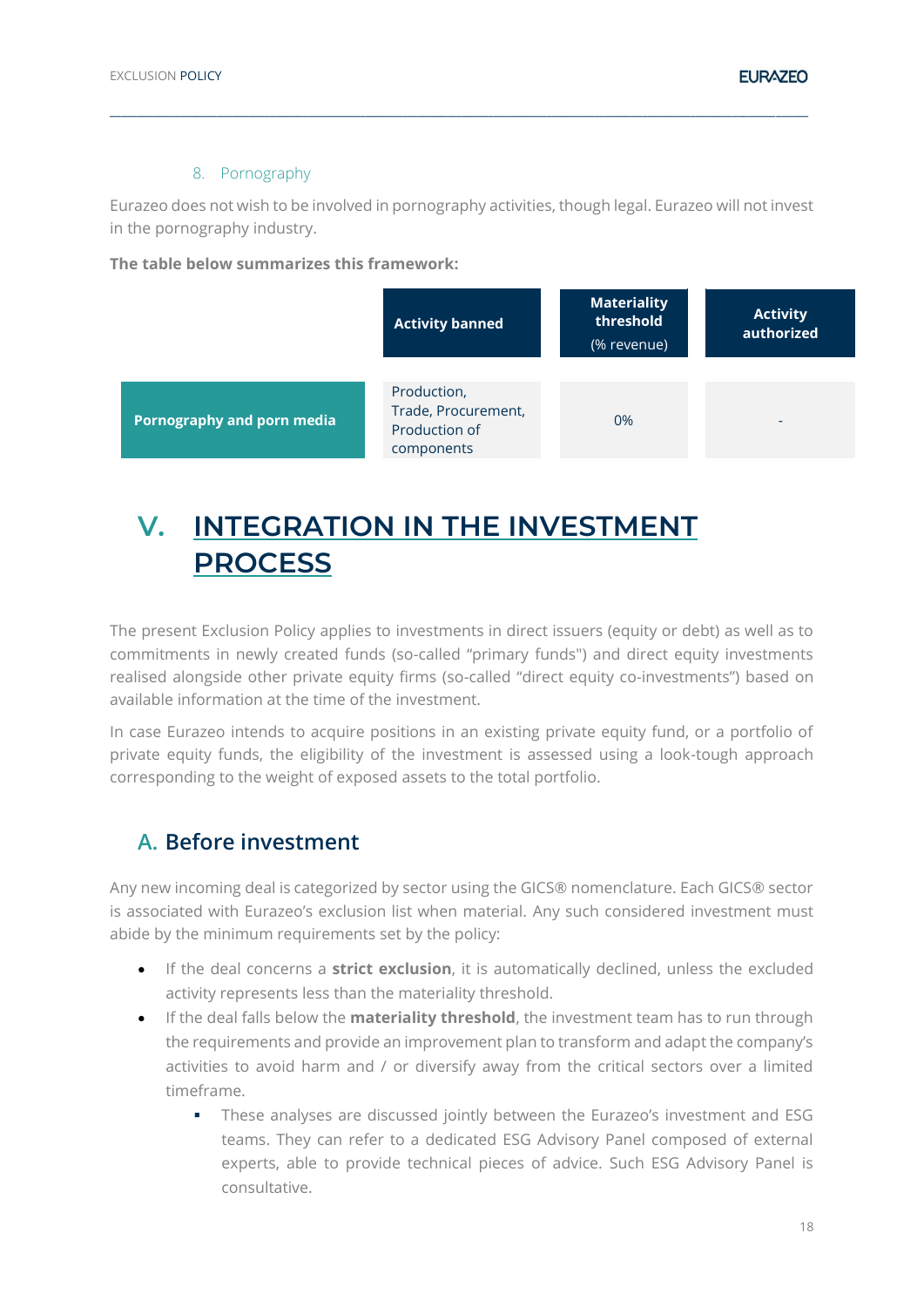### 8. Pornography

Eurazeo does not wish to be involved in pornography activities, though legal. Eurazeo will not invest in the pornography industry.

**The table below summarizes this framework:**

| | Activity banned | Materiality threshold (% revenue) | Activity authorized |
|---|---|---|---|
| **Pornography and porn media** | Production, Trade, Procurement, Production of components | 0% | - |

# V. INTEGRATION IN THE INVESTMENT PROCESS

The present Exclusion Policy applies to investments in direct issuers (equity or debt) as well as to commitments in newly created funds (so-called "primary funds") and direct equity investments realised alongside other private equity firms (so-called "direct equity co-investments") based on available information at the time of the investment.

In case Eurazeo intends to acquire positions in an existing private equity fund, or a portfolio of private equity funds, the eligibility of the investment is assessed using a look-tough approach corresponding to the weight of exposed assets to the total portfolio.

## A. Before investment

Any new incoming deal is categorized by sector using the GICS® nomenclature. Each GICS® sector is associated with Eurazeo's exclusion list when material. Any such considered investment must abide by the minimum requirements set by the policy:

- If the deal concerns a **strict exclusion**, it is automatically declined, unless the excluded activity represents less than the materiality threshold.
- If the deal falls below the **materiality threshold**, the investment team has to run through the requirements and provide an improvement plan to transform and adapt the company's activities to avoid harm and / or diversify away from the critical sectors over a limited timeframe.
  - These analyses are discussed jointly between the Eurazeo's investment and ESG teams. They can refer to a dedicated ESG Advisory Panel composed of external experts, able to provide technical pieces of advice. Such ESG Advisory Panel is consultative.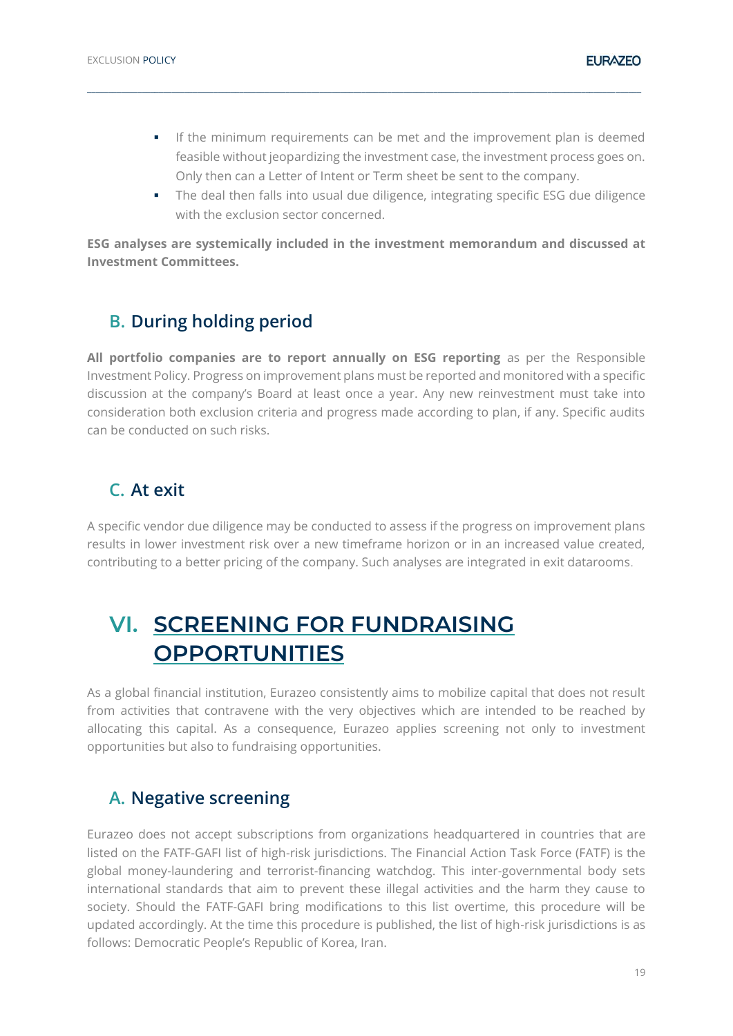- If the minimum requirements can be met and the improvement plan is deemed feasible without jeopardizing the investment case, the investment process goes on. Only then can a Letter of Intent or Term sheet be sent to the company.
- The deal then falls into usual due diligence, integrating specific ESG due diligence with the exclusion sector concerned.

**ESG analyses are systemically included in the investment memorandum and discussed at Investment Committees.**

## B. During holding period

**All portfolio companies are to report annually on ESG reporting** as per the Responsible Investment Policy. Progress on improvement plans must be reported and monitored with a specific discussion at the company's Board at least once a year. Any new reinvestment must take into consideration both exclusion criteria and progress made according to plan, if any. Specific audits can be conducted on such risks.

## C. At exit

A specific vendor due diligence may be conducted to assess if the progress on improvement plans results in lower investment risk over a new timeframe horizon or in an increased value created, contributing to a better pricing of the company. Such analyses are integrated in exit datarooms.

# VI. SCREENING FOR FUNDRAISING OPPORTUNITIES

As a global financial institution, Eurazeo consistently aims to mobilize capital that does not result from activities that contravene with the very objectives which are intended to be reached by allocating this capital. As a consequence, Eurazeo applies screening not only to investment opportunities but also to fundraising opportunities.

## A. Negative screening

Eurazeo does not accept subscriptions from organizations headquartered in countries that are listed on the FATF-GAFI list of high-risk jurisdictions. The Financial Action Task Force (FATF) is the global money-laundering and terrorist-financing watchdog. This inter-governmental body sets international standards that aim to prevent these illegal activities and the harm they cause to society. Should the FATF-GAFI bring modifications to this list overtime, this procedure will be updated accordingly. At the time this procedure is published, the list of high-risk jurisdictions is as follows: Democratic People's Republic of Korea, Iran.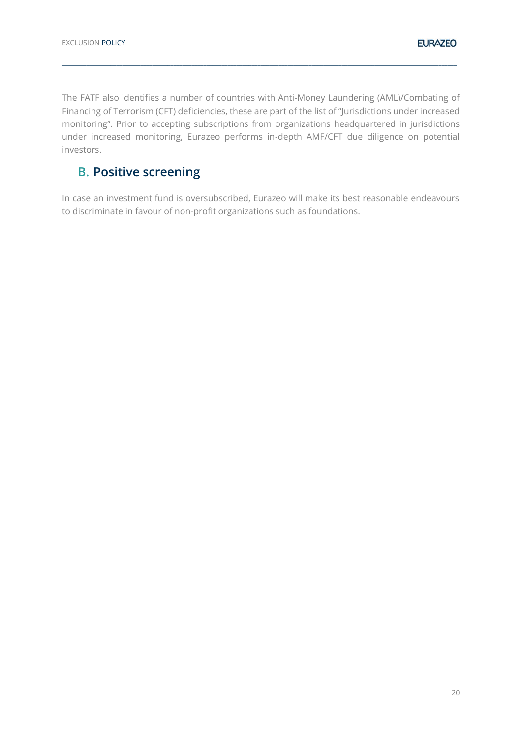The FATF also identifies a number of countries with Anti-Money Laundering (AML)/Combating of Financing of Terrorism (CFT) deficiencies, these are part of the list of "Jurisdictions under increased monitoring". Prior to accepting subscriptions from organizations headquartered in jurisdictions under increased monitoring, Eurazeo performs in-depth AMF/CFT due diligence on potential investors.

## B. Positive screening

In case an investment fund is oversubscribed, Eurazeo will make its best reasonable endeavours to discriminate in favour of non-profit organizations such as foundations.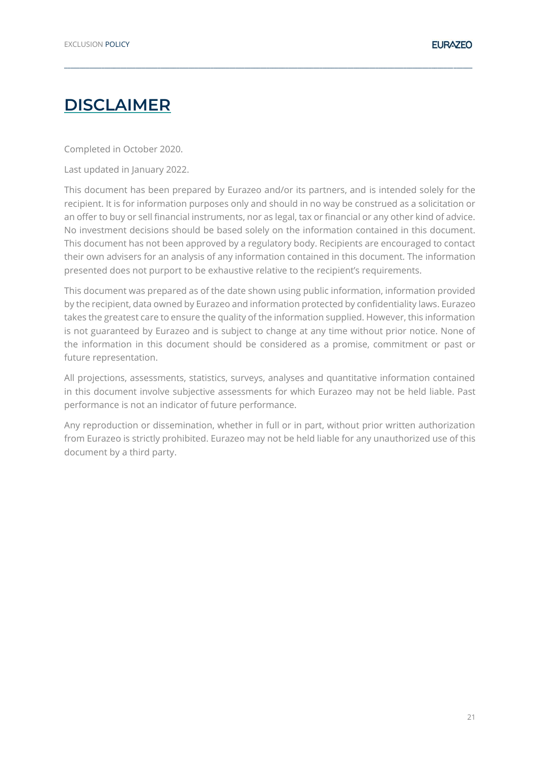# DISCLAIMER

Completed in October 2020.

Last updated in January 2022.

This document has been prepared by Eurazeo and/or its partners, and is intended solely for the recipient. It is for information purposes only and should in no way be construed as a solicitation or an offer to buy or sell financial instruments, nor as legal, tax or financial or any other kind of advice. No investment decisions should be based solely on the information contained in this document. This document has not been approved by a regulatory body. Recipients are encouraged to contact their own advisers for an analysis of any information contained in this document. The information presented does not purport to be exhaustive relative to the recipient's requirements.

This document was prepared as of the date shown using public information, information provided by the recipient, data owned by Eurazeo and information protected by confidentiality laws. Eurazeo takes the greatest care to ensure the quality of the information supplied. However, this information is not guaranteed by Eurazeo and is subject to change at any time without prior notice. None of the information in this document should be considered as a promise, commitment or past or future representation.

All projections, assessments, statistics, surveys, analyses and quantitative information contained in this document involve subjective assessments for which Eurazeo may not be held liable. Past performance is not an indicator of future performance.

Any reproduction or dissemination, whether in full or in part, without prior written authorization from Eurazeo is strictly prohibited. Eurazeo may not be held liable for any unauthorized use of this document by a third party.